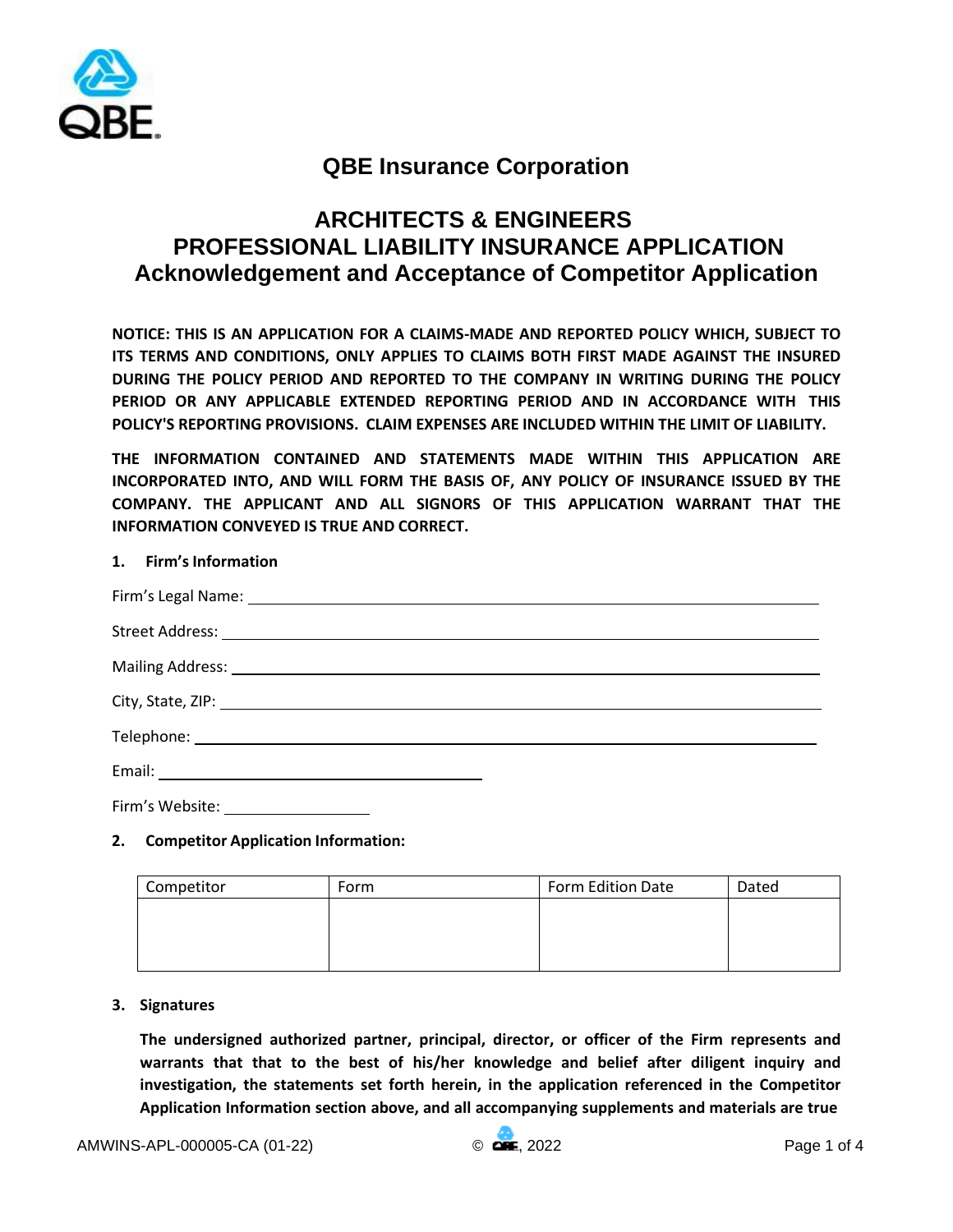# QBE Insurance Corporation

## ARCHITECTS & ENGINEERS
## PROFESSIONAL LIABILITY INSURANCE APPLICATION
## Acknowledgement and Acceptance of Competitor Application

**NOTICE: THIS IS AN APPLICATION FOR A CLAIMS-MADE AND REPORTED POLICY WHICH, SUBJECT TO ITS TERMS AND CONDITIONS, ONLY APPLIES TO CLAIMS BOTH FIRST MADE AGAINST THE INSURED DURING THE POLICY PERIOD AND REPORTED TO THE COMPANY IN WRITING DURING THE POLICY PERIOD OR ANY APPLICABLE EXTENDED REPORTING PERIOD AND IN ACCORDANCE WITH THIS POLICY'S REPORTING PROVISIONS. CLAIM EXPENSES ARE INCLUDED WITHIN THE LIMIT OF LIABILITY.**

**THE INFORMATION CONTAINED AND STATEMENTS MADE WITHIN THIS APPLICATION ARE INCORPORATED INTO, AND WILL FORM THE BASIS OF, ANY POLICY OF INSURANCE ISSUED BY THE COMPANY. THE APPLICANT AND ALL SIGNORS OF THIS APPLICATION WARRANT THAT THE INFORMATION CONVEYED IS TRUE AND CORRECT.**

**1. Firm's Information**

Firm's Legal Name: ______________________________

Street Address: ______________________________

Mailing Address: ______________________________

City, State, ZIP: ______________________________

Telephone: ______________________________

Email: ______________________________

Firm's Website: ______________________________

**2. Competitor Application Information:**

| Competitor | Form | Form Edition Date | Dated |
|---|---|---|---|
| | | | |

**3. Signatures**

**The undersigned authorized partner, principal, director, or officer of the Firm represents and warrants that that to the best of his/her knowledge and belief after diligent inquiry and investigation, the statements set forth herein, in the application referenced in the Competitor Application Information section above, and all accompanying supplements and materials are true**

AMWINS-APL-000005-CA (01-22) © QBE, 2022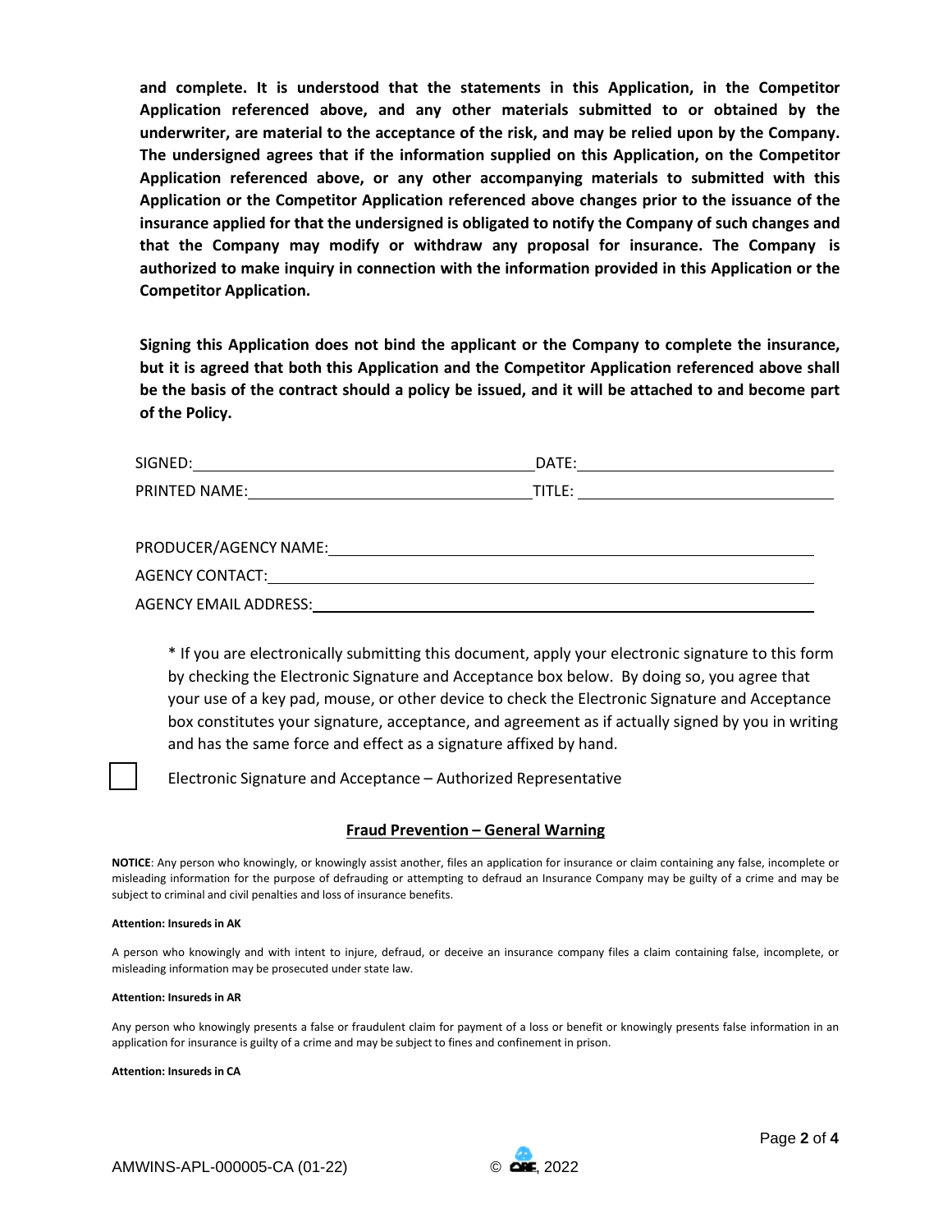**and complete. It is understood that the statements in this Application, in the Competitor Application referenced above, and any other materials submitted to or obtained by the underwriter, are material to the acceptance of the risk, and may be relied upon by the Company. The undersigned agrees that if the information supplied on this Application, on the Competitor Application referenced above, or any other accompanying materials to submitted with this Application or the Competitor Application referenced above changes prior to the issuance of the insurance applied for that the undersigned is obligated to notify the Company of such changes and that the Company may modify or withdraw any proposal for insurance. The Company is authorized to make inquiry in connection with the information provided in this Application or the Competitor Application.**

**Signing this Application does not bind the applicant or the Company to complete the insurance, but it is agreed that both this Application and the Competitor Application referenced above shall be the basis of the contract should a policy be issued, and it will be attached to and become part of the Policy.**

SIGNED:\_\_\_\_\_\_\_\_\_\_\_\_\_\_\_\_\_\_\_\_\_\_\_\_\_\_\_\_\_\_\_\_ DATE:\_\_\_\_\_\_\_\_\_\_\_\_\_\_\_\_\_\_\_\_\_\_\_\_

PRINTED NAME:\_\_\_\_\_\_\_\_\_\_\_\_\_\_\_\_\_\_\_\_\_\_\_\_\_\_\_ TITLE:\_\_\_\_\_\_\_\_\_\_\_\_\_\_\_\_\_\_\_\_\_\_\_\_

PRODUCER/AGENCY NAME:\_\_\_\_\_\_\_\_\_\_\_\_\_\_\_\_\_\_\_\_\_\_\_\_\_\_\_\_\_\_\_\_\_\_\_\_\_\_\_\_\_\_

AGENCY CONTACT:\_\_\_\_\_\_\_\_\_\_\_\_\_\_\_\_\_\_\_\_\_\_\_\_\_\_\_\_\_\_\_\_\_\_\_\_\_\_\_\_\_\_\_\_\_\_\_\_

AGENCY EMAIL ADDRESS:\_\_\_\_\_\_\_\_\_\_\_\_\_\_\_\_\_\_\_\_\_\_\_\_\_\_\_\_\_\_\_\_\_\_\_\_\_\_\_\_\_\_\_\_

\* If you are electronically submitting this document, apply your electronic signature to this form by checking the Electronic Signature and Acceptance box below. By doing so, you agree that your use of a key pad, mouse, or other device to check the Electronic Signature and Acceptance box constitutes your signature, acceptance, and agreement as if actually signed by you in writing and has the same force and effect as a signature affixed by hand.

☐ Electronic Signature and Acceptance – Authorized Representative

## Fraud Prevention – General Warning

**NOTICE**: Any person who knowingly, or knowingly assist another, files an application for insurance or claim containing any false, incomplete or misleading information for the purpose of defrauding or attempting to defraud an Insurance Company may be guilty of a crime and may be subject to criminal and civil penalties and loss of insurance benefits.

**Attention: Insureds in AK**

A person who knowingly and with intent to injure, defraud, or deceive an insurance company files a claim containing false, incomplete, or misleading information may be prosecuted under state law.

**Attention: Insureds in AR**

Any person who knowingly presents a false or fraudulent claim for payment of a loss or benefit or knowingly presents false information in an application for insurance is guilty of a crime and may be subject to fines and confinement in prison.

**Attention: Insureds in CA**

AMWINS-APL-000005-CA (01-22) © CRE, 2022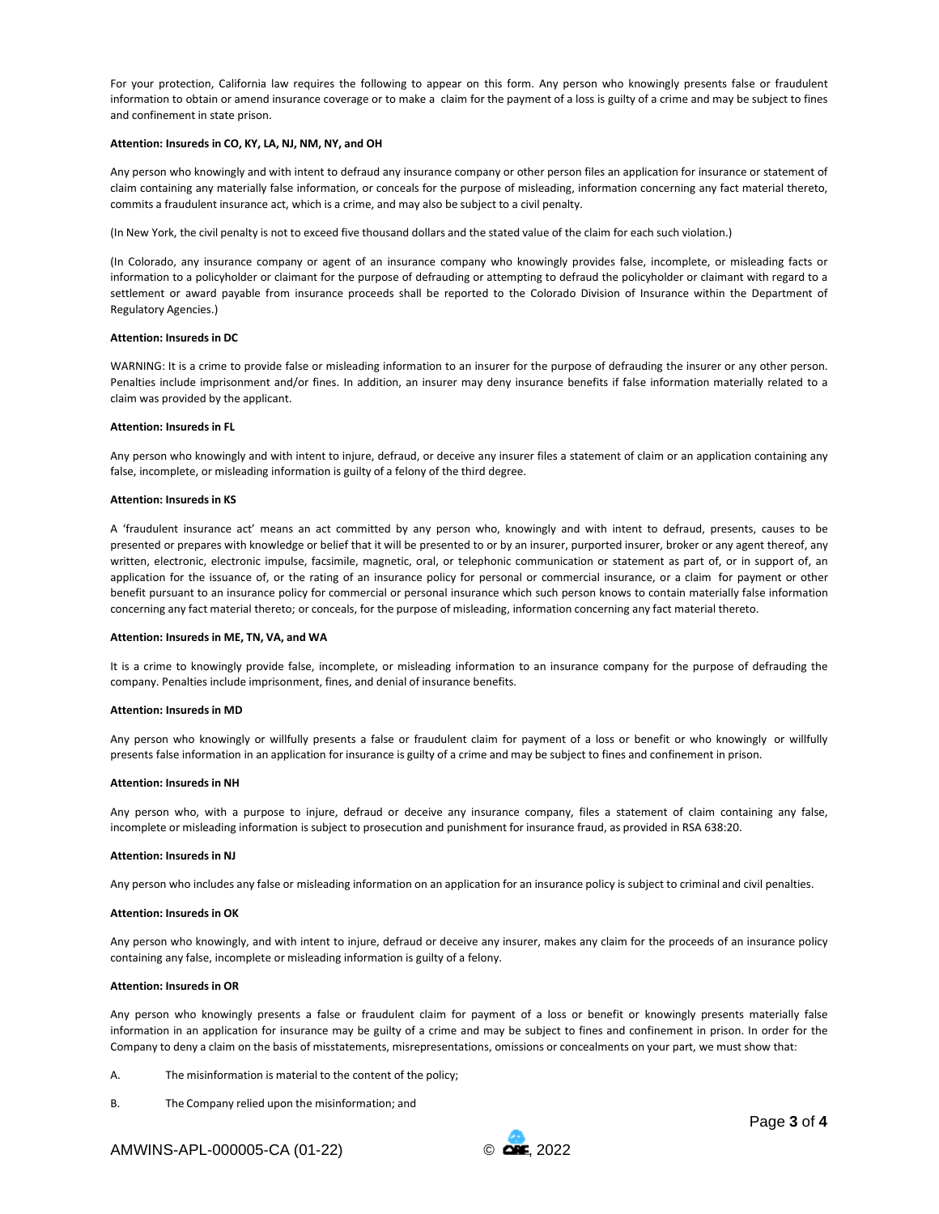For your protection, California law requires the following to appear on this form. Any person who knowingly presents false or fraudulent information to obtain or amend insurance coverage or to make a claim for the payment of a loss is guilty of a crime and may be subject to fines and confinement in state prison.

**Attention: Insureds in CO, KY, LA, NJ, NM, NY, and OH**

Any person who knowingly and with intent to defraud any insurance company or other person files an application for insurance or statement of claim containing any materially false information, or conceals for the purpose of misleading, information concerning any fact material thereto, commits a fraudulent insurance act, which is a crime, and may also be subject to a civil penalty.

(In New York, the civil penalty is not to exceed five thousand dollars and the stated value of the claim for each such violation.)

(In Colorado, any insurance company or agent of an insurance company who knowingly provides false, incomplete, or misleading facts or information to a policyholder or claimant for the purpose of defrauding or attempting to defraud the policyholder or claimant with regard to a settlement or award payable from insurance proceeds shall be reported to the Colorado Division of Insurance within the Department of Regulatory Agencies.)

**Attention: Insureds in DC**

WARNING: It is a crime to provide false or misleading information to an insurer for the purpose of defrauding the insurer or any other person. Penalties include imprisonment and/or fines. In addition, an insurer may deny insurance benefits if false information materially related to a claim was provided by the applicant.

**Attention: Insureds in FL**

Any person who knowingly and with intent to injure, defraud, or deceive any insurer files a statement of claim or an application containing any false, incomplete, or misleading information is guilty of a felony of the third degree.

**Attention: Insureds in KS**

A 'fraudulent insurance act' means an act committed by any person who, knowingly and with intent to defraud, presents, causes to be presented or prepares with knowledge or belief that it will be presented to or by an insurer, purported insurer, broker or any agent thereof, any written, electronic, electronic impulse, facsimile, magnetic, oral, or telephonic communication or statement as part of, or in support of, an application for the issuance of, or the rating of an insurance policy for personal or commercial insurance, or a claim for payment or other benefit pursuant to an insurance policy for commercial or personal insurance which such person knows to contain materially false information concerning any fact material thereto; or conceals, for the purpose of misleading, information concerning any fact material thereto.

**Attention: Insureds in ME, TN, VA, and WA**

It is a crime to knowingly provide false, incomplete, or misleading information to an insurance company for the purpose of defrauding the company. Penalties include imprisonment, fines, and denial of insurance benefits.

**Attention: Insureds in MD**

Any person who knowingly or willfully presents a false or fraudulent claim for payment of a loss or benefit or who knowingly or willfully presents false information in an application for insurance is guilty of a crime and may be subject to fines and confinement in prison.

**Attention: Insureds in NH**

Any person who, with a purpose to injure, defraud or deceive any insurance company, files a statement of claim containing any false, incomplete or misleading information is subject to prosecution and punishment for insurance fraud, as provided in RSA 638:20.

**Attention: Insureds in NJ**

Any person who includes any false or misleading information on an application for an insurance policy is subject to criminal and civil penalties.

**Attention: Insureds in OK**

Any person who knowingly, and with intent to injure, defraud or deceive any insurer, makes any claim for the proceeds of an insurance policy containing any false, incomplete or misleading information is guilty of a felony.

**Attention: Insureds in OR**

Any person who knowingly presents a false or fraudulent claim for payment of a loss or benefit or knowingly presents materially false information in an application for insurance may be guilty of a crime and may be subject to fines and confinement in prison. In order for the Company to deny a claim on the basis of misstatements, misrepresentations, omissions or concealments on your part, we must show that:

A. The misinformation is material to the content of the policy;

B. The Company relied upon the misinformation; and

AMWINS-APL-000005-CA (01-22) © CRC, 2022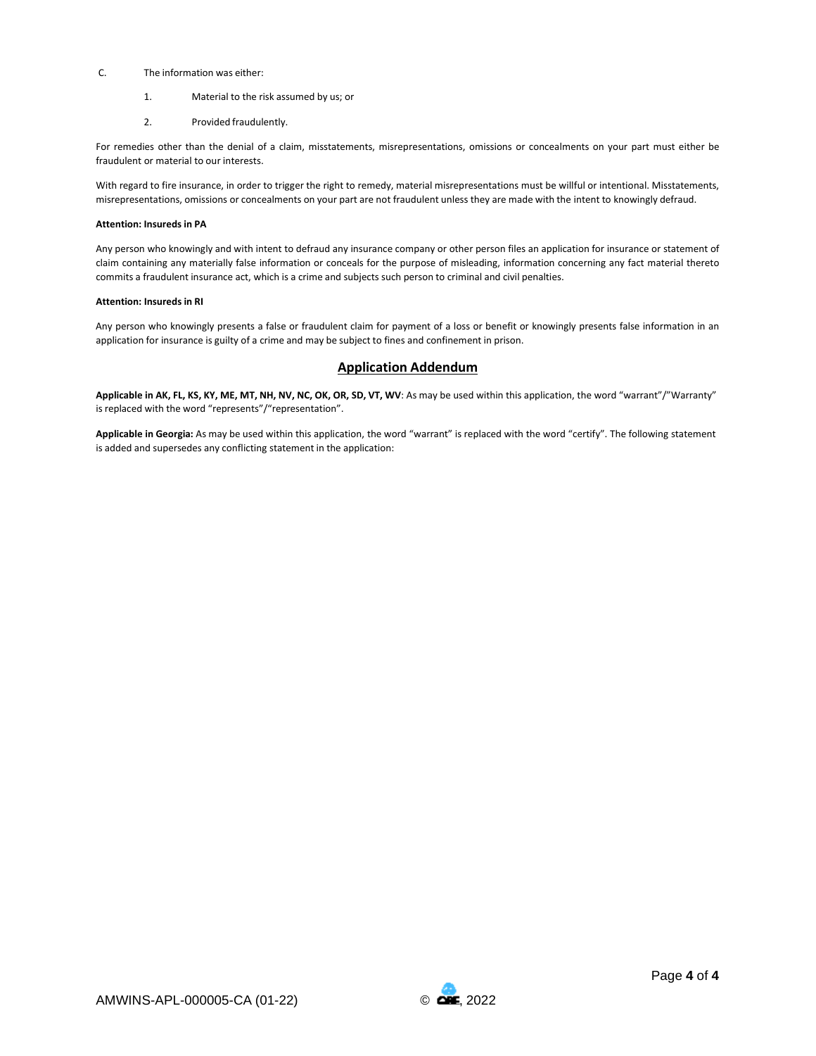C. The information was either:

1. Material to the risk assumed by us; or

2. Provided fraudulently.

For remedies other than the denial of a claim, misstatements, misrepresentations, omissions or concealments on your part must either be fraudulent or material to our interests.

With regard to fire insurance, in order to trigger the right to remedy, material misrepresentations must be willful or intentional. Misstatements, misrepresentations, omissions or concealments on your part are not fraudulent unless they are made with the intent to knowingly defraud.

**Attention: Insureds in PA**

Any person who knowingly and with intent to defraud any insurance company or other person files an application for insurance or statement of claim containing any materially false information or conceals for the purpose of misleading, information concerning any fact material thereto commits a fraudulent insurance act, which is a crime and subjects such person to criminal and civil penalties.

**Attention: Insureds in RI**

Any person who knowingly presents a false or fraudulent claim for payment of a loss or benefit or knowingly presents false information in an application for insurance is guilty of a crime and may be subject to fines and confinement in prison.

## Application Addendum

**Applicable in AK, FL, KS, KY, ME, MT, NH, NV, NC, OK, OR, SD, VT, WV**: As may be used within this application, the word "warrant"/"Warranty" is replaced with the word "represents"/"representation".

**Applicable in Georgia:** As may be used within this application, the word "warrant" is replaced with the word "certify". The following statement is added and supersedes any conflicting statement in the application:

AMWINS-APL-000005-CA (01-22) © CRE, 2022